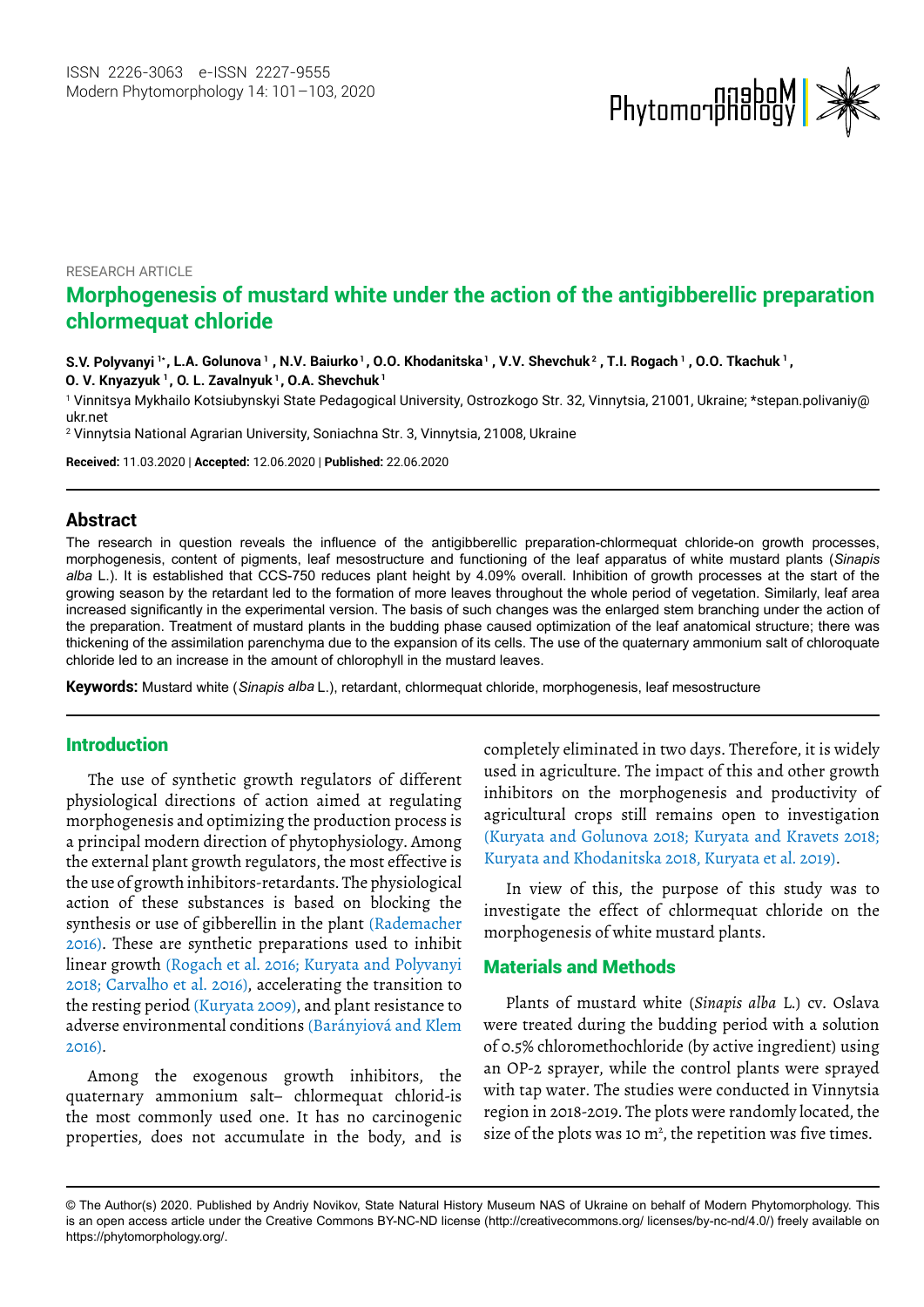RESEARCH ARTICLE

# Morphogenesis of mustard white under the action of the antigibberellic preparation chlormequat chloride

**S.V. Polyvanyi [1*], L.A. Golunova [1], N.V. Baiurko [1], O.O. Khodanitska [1], V.V. Shevchuk [2], T.I. Rogach [1], O.O. Tkachuk [1], O. V. Knyazyuk [1], O. L. Zavalnyuk [1], O.A. Shevchuk [1]**

[1] Vinnitsya Mykhailo Kotsiubynskyi State Pedagogical University, Ostrozkogo Str. 32, Vinnytsia, 21001, Ukraine; *stepan.polivaniy@ukr.net

[2] Vinnytsia National Agrarian University, Soniachna Str. 3, Vinnytsia, 21008, Ukraine

**Received:** 11.03.2020 | **Accepted:** 12.06.2020 | **Published:** 22.06.2020

## Abstract

The research in question reveals the influence of the antigibberellic preparation-chlormequat chloride-on growth processes, morphogenesis, content of pigments, leaf mesostructure and functioning of the leaf apparatus of white mustard plants (*Sinapis alba* L.). It is established that CCS-750 reduces plant height by 4.09% overall. Inhibition of growth processes at the start of the growing season by the retardant led to the formation of more leaves throughout the whole period of vegetation. Similarly, leaf area increased significantly in the experimental version. The basis of such changes was the enlarged stem branching under the action of the preparation. Treatment of mustard plants in the budding phase caused optimization of the leaf anatomical structure; there was thickening of the assimilation parenchyma due to the expansion of its cells. The use of the quaternary ammonium salt of chloroquate chloride led to an increase in the amount of chlorophyll in the mustard leaves.

**Keywords:** Mustard white (*Sinapis alba* L.), retardant, chlormequat chloride, morphogenesis, leaf mesostructure

## Introduction

The use of synthetic growth regulators of different physiological directions of action aimed at regulating morphogenesis and optimizing the production process is a principal modern direction of phytophysiology. Among the external plant growth regulators, the most effective is the use of growth inhibitors-retardants. The physiological action of these substances is based on blocking the synthesis or use of gibberellin in the plant (Rademacher 2016). These are synthetic preparations used to inhibit linear growth (Rogach et al. 2016; Kuryata and Polyvanyi 2018; Carvalho et al. 2016), accelerating the transition to the resting period (Kuryata 2009), and plant resistance to adverse environmental conditions (Barányiová and Klem 2016).

Among the exogenous growth inhibitors, the quaternary ammonium salt– chlormequat chlorid-is the most commonly used one. It has no carcinogenic properties, does not accumulate in the body, and is completely eliminated in two days. Therefore, it is widely used in agriculture. The impact of this and other growth inhibitors on the morphogenesis and productivity of agricultural crops still remains open to investigation (Kuryata and Golunova 2018; Kuryata and Kravets 2018; Kuryata and Khodanitska 2018, Kuryata et al. 2019).

In view of this, the purpose of this study was to investigate the effect of chlormequat chloride on the morphogenesis of white mustard plants.

## Materials and Methods

Plants of mustard white (*Sinapis alba* L.) cv. Oslava were treated during the budding period with a solution of 0.5% chloromethochloride (by active ingredient) using an OP-2 sprayer, while the control plants were sprayed with tap water. The studies were conducted in Vinnytsia region in 2018-2019. The plots were randomly located, the size of the plots was 10 $m^2$, the repetition was five times.

© The Author(s) 2020. Published by Andriy Novikov, State Natural History Museum NAS of Ukraine on behalf of Modern Phytomorphology. This is an open access article under the Creative Commons BY-NC-ND license (http://creativecommons.org/ licenses/by-nc-nd/4.0/) freely available on https://phytomorphology.org/.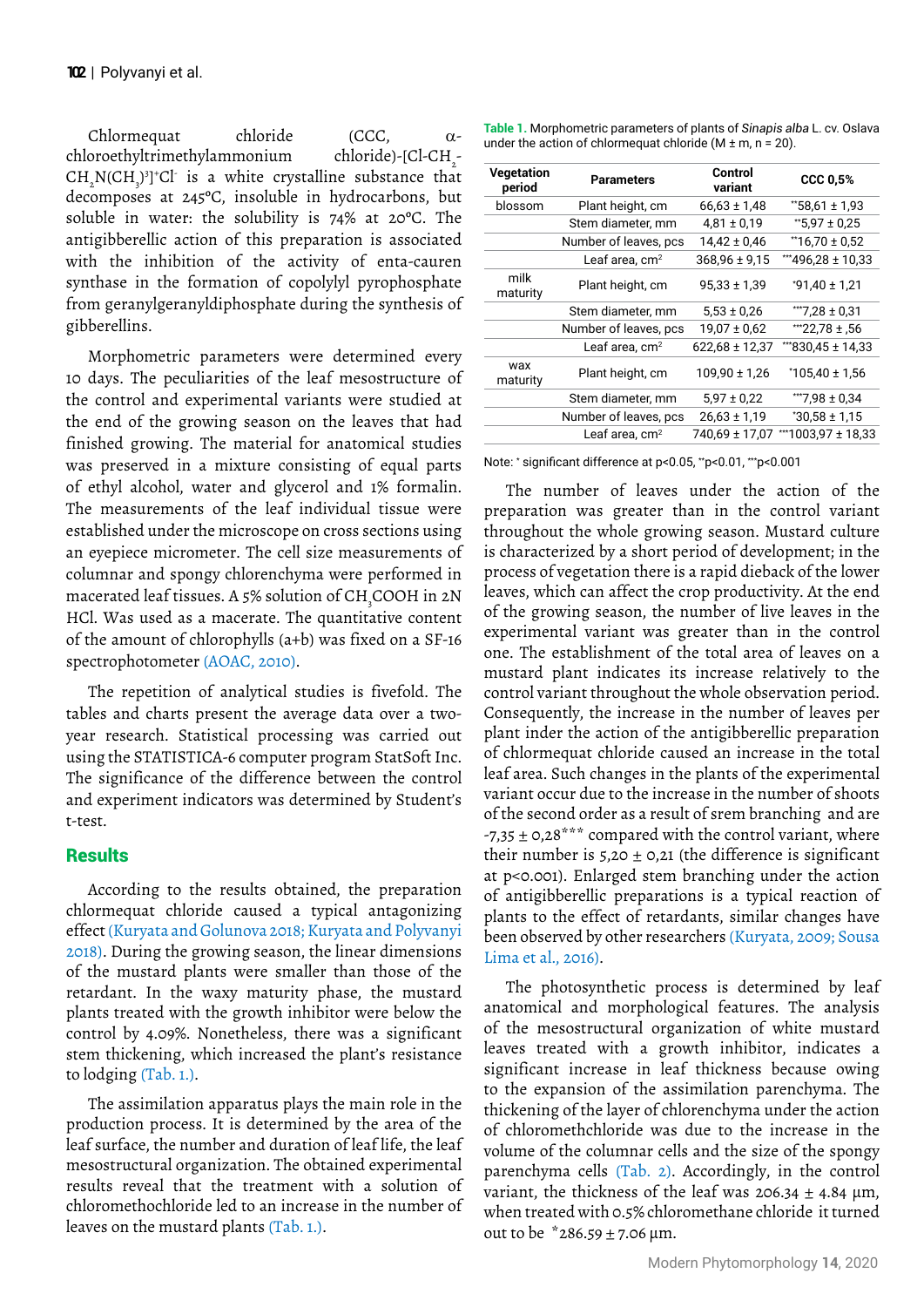Chlormequat chloride (CCC, α-chloroethyltrimethylammonium chloride)-[Cl-$CH_2$-$CH_2N(CH_3)_3]^+Cl^-$ is a white crystalline substance that decomposes at 245°C, insoluble in hydrocarbons, but soluble in water: the solubility is 74% at 20°C. The antigibberellic action of this preparation is associated with the inhibition of the activity of enta-cauren synthase in the formation of copolylyl pyrophosphate from geranylgeranyldiphosphate during the synthesis of gibberellins.

Morphometric parameters were determined every 10 days. The peculiarities of the leaf mesostructure of the control and experimental variants were studied at the end of the growing season on the leaves that had finished growing. The material for anatomical studies was preserved in a mixture consisting of equal parts of ethyl alcohol, water and glycerol and 1% formalin. The measurements of the leaf individual tissue were established under the microscope on cross sections using an eyepiece micrometer. The cell size measurements of columnar and spongy chlorenchyma were performed in macerated leaf tissues. A 5% solution of $CH_3COOH$ in 2N HCl. Was used as a macerate. The quantitative content of the amount of chlorophylls (a+b) was fixed on a SF-16 spectrophotometer (AOAC, 2010).

The repetition of analytical studies is fivefold. The tables and charts present the average data over a two-year research. Statistical processing was carried out using the STATISTICA-6 computer program StatSoft Inc. The significance of the difference between the control and experiment indicators was determined by Student's t-test.

## Results

According to the results obtained, the preparation chlormequat chloride caused a typical antagonizing effect (Kuryata and Golunova 2018; Kuryata and Polyvanyi 2018). During the growing season, the linear dimensions of the mustard plants were smaller than those of the retardant. In the waxy maturity phase, the mustard plants treated with the growth inhibitor were below the control by 4.09%. Nonetheless, there was a significant stem thickening, which increased the plant's resistance to lodging (Tab. 1.).

The assimilation apparatus plays the main role in the production process. It is determined by the area of the leaf surface, the number and duration of leaf life, the leaf mesostructural organization. The obtained experimental results reveal that the treatment with a solution of chloromethochloride led to an increase in the number of leaves on the mustard plants (Tab. 1.).

**Table 1.** Morphometric parameters of plants of *Sinapis alba* L. cv. Oslava under the action of chlormequat chloride (M ± m, n = 20).

| Vegetation period | Parameters | Control variant | CCC 0,5% |
|---|---|---|---|
| blossom | Plant height, cm | 66,63 ± 1,48 | **58,61 ± 1,93 |
| | Stem diameter, mm | 4,81 ± 0,19 | **5,97 ± 0,25 |
| | Number of leaves, pcs | 14,42 ± 0,46 | **16,70 ± 0,52 |
| | Leaf area, $cm^2$ | 368,96 ± 9,15 | ***496,28 ± 10,33 |
| milk maturity | Plant height, cm | 95,33 ± 1,39 | *91,40 ± 1,21 |
| | Stem diameter, mm | 5,53 ± 0,26 | ***7,28 ± 0,31 |
| | Number of leaves, pcs | 19,07 ± 0,62 | ***22,78 ± ,56 |
| | Leaf area, $cm^2$ | 622,68 ± 12,37 | ***830,45 ± 14,33 |
| wax maturity | Plant height, cm | 109,90 ± 1,26 | *105,40 ± 1,56 |
| | Stem diameter, mm | 5,97 ± 0,22 | ***7,98 ± 0,34 |
| | Number of leaves, pcs | 26,63 ± 1,19 | *30,58 ± 1,15 |
| | Leaf area, $cm^2$ | 740,69 ± 17,07 | ***1003,97 ± 18,33 |

Note: * significant difference at p<0.05, **p<0.01, ***p<0.001

The number of leaves under the action of the preparation was greater than in the control variant throughout the whole growing season. Mustard culture is characterized by a short period of development; in the process of vegetation there is a rapid dieback of the lower leaves, which can affect the crop productivity. At the end of the growing season, the number of live leaves in the experimental variant was greater than in the control one. The establishment of the total area of leaves on a mustard plant indicates its increase relatively to the control variant throughout the whole observation period. Consequently, the increase in the number of leaves per plant inder the action of the antigibberellic preparation of chlormequat chloride caused an increase in the total leaf area. Such changes in the plants of the experimental variant occur due to the increase in the number of shoots of the second order as a result of srem branching and are -7,35 ± 0,28*** compared with the control variant, where their number is 5,20 ± 0,21 (the difference is significant at p<0.001). Enlarged stem branching under the action of antigibberellic preparations is a typical reaction of plants to the effect of retardants, similar changes have been observed by other researchers (Kuryata, 2009; Sousa Lima et al., 2016).

The photosynthetic process is determined by leaf anatomical and morphological features. The analysis of the mesostructural organization of white mustard leaves treated with a growth inhibitor, indicates a significant increase in leaf thickness because owing to the expansion of the assimilation parenchyma. The thickening of the layer of chlorenchyma under the action of chloromethchloride was due to the increase in the volume of the columnar cells and the size of the spongy parenchyma cells (Tab. 2). Accordingly, in the control variant, the thickness of the leaf was 206.34 ± 4.84 μm, when treated with 0.5% chloromethane chloride it turned out to be *286.59 ± 7.06 μm.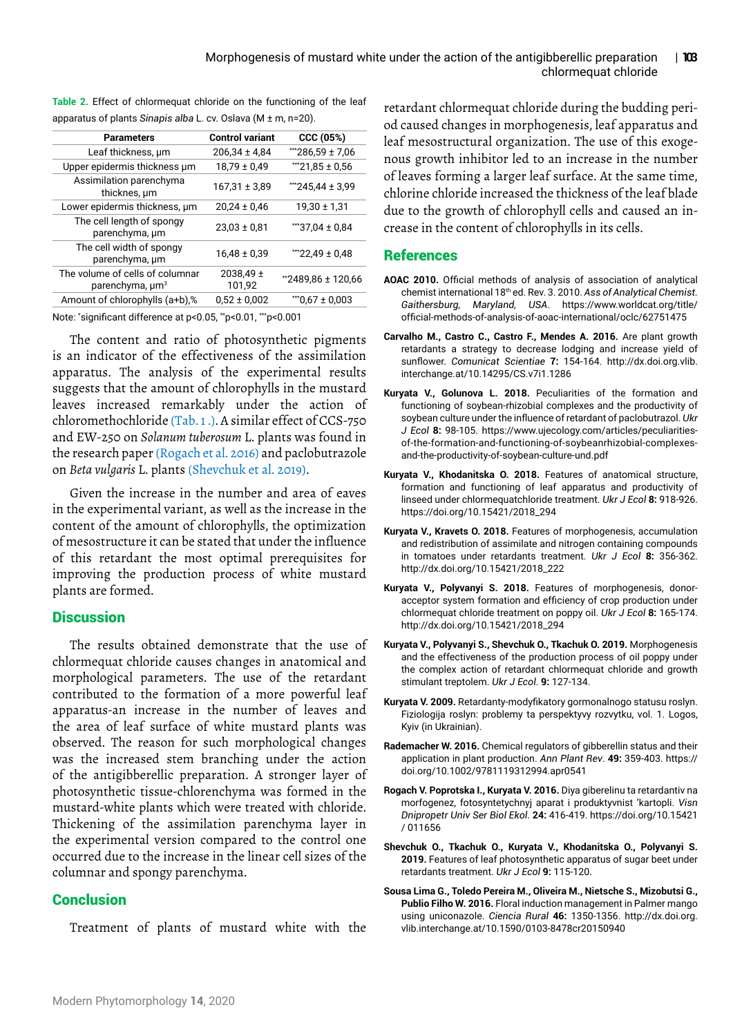**Table 2.** Effect of chlormequat chloride on the functioning of the leaf apparatus of plants *Sinapis alba* L. cv. Oslava (M ± m, n=20).

| Parameters | Control variant | CCC (05%) |
|---|---|---|
| Leaf thickness, μm | 206,34 ± 4,84 | ***286,59 ± 7,06 |
| Upper epidermis thickness μm | 18,79 ± 0,49 | ***21,85 ± 0,56 |
| Assimilation parenchyma thicknes, μm | 167,31 ± 3,89 | ***245,44 ± 3,99 |
| Lower epidermis thickness, μm | 20,24 ± 0,46 | 19,30 ± 1,31 |
| The cell length of spongy parenchyma, μm | 23,03 ± 0,81 | ***37,04 ± 0,84 |
| The cell width of spongy parenchyma, μm | 16,48 ± 0,39 | ***22,49 ± 0,48 |
| The volume of cells of columnar parenchyma, μm$^3$ | 2038,49 ± 101,92 | **2489,86 ± 120,66 |
| Amount of chlorophylls (a+b),% | 0,52 ± 0,002 | ***0,67 ± 0,003 |

Note: *significant difference at p<0.05, **p<0.01, ***p<0.001

The content and ratio of photosynthetic pigments is an indicator of the effectiveness of the assimilation apparatus. The analysis of the experimental results suggests that the amount of chlorophylls in the mustard leaves increased remarkably under the action of chloromethochloride (Tab. 1 .). A similar effect of CCS-750 and EW-250 on *Solanum tuberosum* L. plants was found in the research paper (Rogach et al. 2016) and paclobutrazole on *Beta vulgaris* L. plants (Shevchuk et al. 2019).

Given the increase in the number and area of eaves in the experimental variant, as well as the increase in the content of the amount of chlorophylls, the optimization of mesostructure it can be stated that under the influence of this retardant the most optimal prerequisites for improving the production process of white mustard plants are formed.

## Discussion

The results obtained demonstrate that the use of chlormequat chloride causes changes in anatomical and morphological parameters. The use of the retardant contributed to the formation of a more powerful leaf apparatus-an increase in the number of leaves and the area of leaf surface of white mustard plants was observed. The reason for such morphological changes was the increased stem branching under the action of the antigibberellic preparation. A stronger layer of photosynthetic tissue-chlorenchyma was formed in the mustard-white plants which were treated with chloride. Thickening of the assimilation parenchyma layer in the experimental version compared to the control one occurred due to the increase in the linear cell sizes of the columnar and spongy parenchyma.

## Conclusion

Treatment of plants of mustard white with the retardant chlormequat chloride during the budding period caused changes in morphogenesis, leaf apparatus and leaf mesostructural organization. The use of this exogenous growth inhibitor led to an increase in the number of leaves forming a larger leaf surface. At the same time, chlorine chloride increased the thickness of the leaf blade due to the growth of chlorophyll cells and caused an increase in the content of chlorophylls in its cells.

## References

**AOAC 2010.** Official methods of analysis of association of analytical chemist international 18th ed. Rev. 3. 2010. *Ass of Analytical Chemist. Gaithersburg, Maryland, USA.* https://www.worldcat.org/title/official-methods-of-analysis-of-aoac-international/oclc/62751475

**Carvalho M., Castro C., Castro F., Mendes A. 2016.** Are plant growth retardants a strategy to decrease lodging and increase yield of sunflower. *Comunicat Scientiae* **7:** 154-164. http://dx.doi.org.vlib.interchange.at/10.14295/CS.v7i1.1286

**Kuryata V., Golunova L. 2018.** Peculiarities of the formation and functioning of soybean-rhizobial complexes and the productivity of soybean culture under the influence of retardant of paclobutrazol. *Ukr J Ecol* **8:** 98-105. https://www.ujecology.com/articles/peculiarities-of-the-formation-and-functioning-of-soybeanrhizobial-complexes-and-the-productivity-of-soybean-culture-und.pdf

**Kuryata V., Khodanitska O. 2018.** Features of anatomical structure, formation and functioning of leaf apparatus and productivity of linseed under chlormequatchloride treatment. *Ukr J Ecol* **8:** 918-926. https://doi.org/10.15421/2018_294

**Kuryata V., Kravets O. 2018.** Features of morphogenesis, accumulation and redistribution of assimilate and nitrogen containing compounds in tomatoes under retardants treatment. *Ukr J Ecol* **8:** 356-362. http://dx.doi.org/10.15421/2018_222

**Kuryata V., Polyvanyi S. 2018.** Features of morphogenesis, donor-acceptor system formation and efficiency of crop production under chlormequat chloride treatment on poppy oil. *Ukr J Ecol* **8:** 165-174. http://dx.doi.org/10.15421/2018_294

**Kuryata V., Polyvanyi S., Shevchuk O., Tkachuk O. 2019.** Morphogenesis and the effectiveness of the production process of oil poppy under the complex action of retardant chlormequat chloride and growth stimulant treptolem. *Ukr J Ecol.* **9:** 127-134.

**Kuryata V. 2009.** Retardanty-modyfikatory gormonalnogo statusu roslyn. Fiziologija roslyn: problemy ta perspektyvy rozvytku, vol. 1. Logos, Kyiv (in Ukrainian).

**Rademacher W. 2016.** Chemical regulators of gibberellin status and their application in plant production. *Ann Plant Rev*. **49:** 359-403. https://doi.org/10.1002/9781119312994.apr0541

**Rogach V. Poprotska I., Kuryata V. 2016.** Diya giberelinu ta retardantiv na morfogenez, fotosyntetychnyj aparat i produktyvnist 'kartopli. *Visn Dnipropetr Univ Ser Biol Ekol.* **24:** 416-419. https://doi.org/10.15421/011656

**Shevchuk O., Tkachuk O., Kuryata V., Khodanitska O., Polyvanyi S. 2019.** Features of leaf photosynthetic apparatus of sugar beet under retardants treatment. *Ukr J Ecol* **9:** 115-120.

**Sousa Lima G., Toledo Pereira M., Oliveira M., Nietsche S., Mizobutsi G., Publio Filho W. 2016.** Floral induction management in Palmer mango using uniconazole. *Ciencia Rural* **46:** 1350-1356. http://dx.doi.org.vlib.interchange.at/10.1590/0103-8478cr20150940